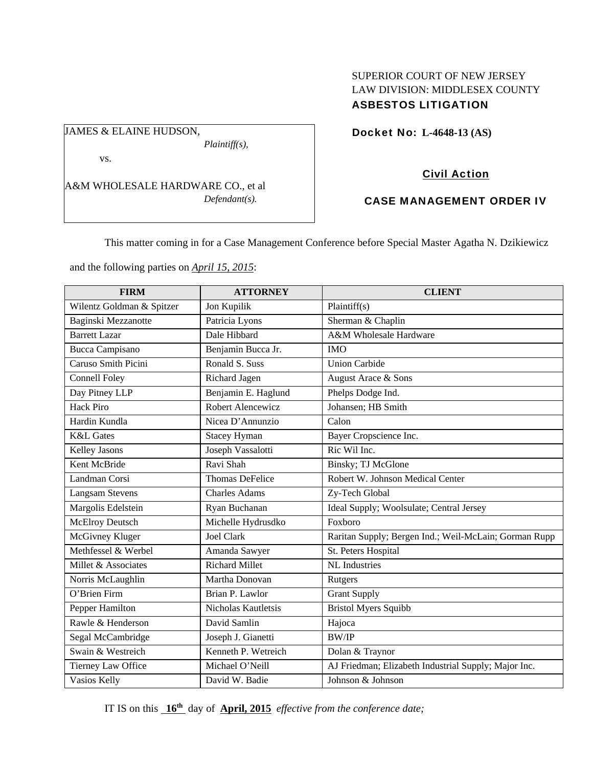SUPERIOR COURT OF NEW JERSEY
LAW DIVISION: MIDDLESEX COUNTY
**ASBESTOS LITIGATION**

JAMES & ELAINE HUDSON,
*Plaintiff(s),*

vs.

A&M WHOLESALE HARDWARE CO., et al
*Defendant(s).*

**Docket No: L-4648-13 (AS)**

**Civil Action**

**CASE MANAGEMENT ORDER IV**

This matter coming in for a Case Management Conference before Special Master Agatha N. Dzikiewicz and the following parties on ***April 15, 2015***:

| FIRM | ATTORNEY | CLIENT |
|---|---|---|
| Wilentz Goldman & Spitzer | Jon Kupilik | Plaintiff(s) |
| Baginski Mezzanotte | Patricia Lyons | Sherman & Chaplin |
| Barrett Lazar | Dale Hibbard | A&M Wholesale Hardware |
| Bucca Campisano | Benjamin Bucca Jr. | IMO |
| Caruso Smith Picini | Ronald S. Suss | Union Carbide |
| Connell Foley | Richard Jagen | August Arace & Sons |
| Day Pitney LLP | Benjamin E. Haglund | Phelps Dodge Ind. |
| Hack Piro | Robert Alencewicz | Johansen; HB Smith |
| Hardin Kundla | Nicea D'Annunzio | Calon |
| K&L Gates | Stacey Hyman | Bayer Cropscience Inc. |
| Kelley Jasons | Joseph Vassalotti | Ric Wil Inc. |
| Kent McBride | Ravi Shah | Binsky; TJ McGlone |
| Landman Corsi | Thomas DeFelice | Robert W. Johnson Medical Center |
| Langsam Stevens | Charles Adams | Zy-Tech Global |
| Margolis Edelstein | Ryan Buchanan | Ideal Supply; Woolsulate; Central Jersey |
| McElroy Deutsch | Michelle Hydrusdko | Foxboro |
| McGivney Kluger | Joel Clark | Raritan Supply; Bergen Ind.; Weil-McLain; Gorman Rupp |
| Methfessel & Werbel | Amanda Sawyer | St. Peters Hospital |
| Millet & Associates | Richard Millet | NL Industries |
| Norris McLaughlin | Martha Donovan | Rutgers |
| O'Brien Firm | Brian P. Lawlor | Grant Supply |
| Pepper Hamilton | Nicholas Kautletsis | Bristol Myers Squibb |
| Rawle & Henderson | David Samlin | Hajoca |
| Segal McCambridge | Joseph J. Gianetti | BW/IP |
| Swain & Westreich | Kenneth P. Wetreich | Dolan & Traynor |
| Tierney Law Office | Michael O'Neill | AJ Friedman; Elizabeth Industrial Supply; Major Inc. |
| Vasios Kelly | David W. Badie | Johnson & Johnson |

IT IS on this **16th** day of **April, 2015** *effective from the conference date;*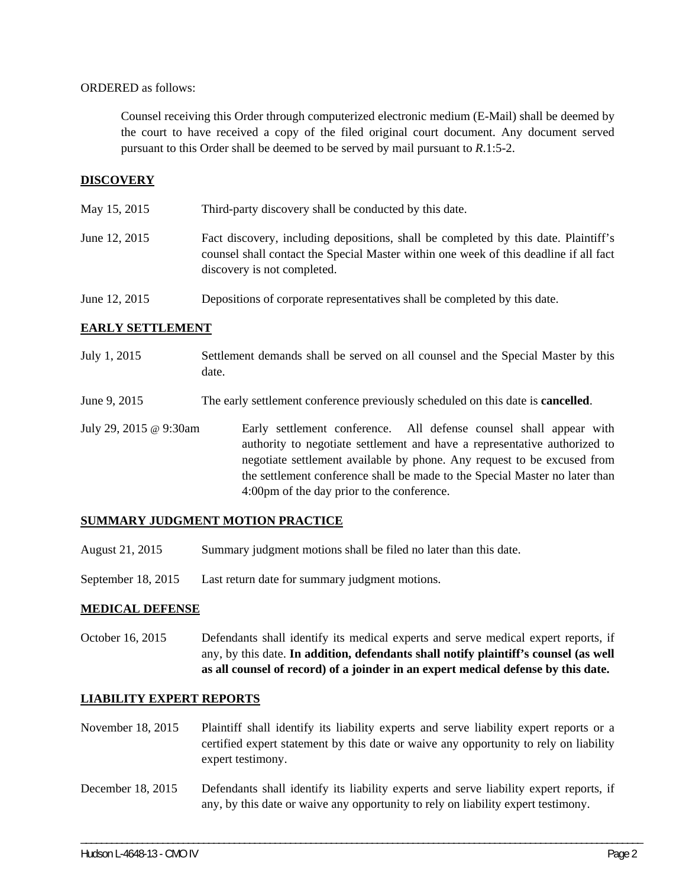ORDERED as follows:

> Counsel receiving this Order through computerized electronic medium (E-Mail) shall be deemed by the court to have received a copy of the filed original court document. Any document served pursuant to this Order shall be deemed to be served by mail pursuant to *R*.1:5-2.

**DISCOVERY**

| | |
|---|---|
| May 15, 2015 | Third-party discovery shall be conducted by this date. |
| June 12, 2015 | Fact discovery, including depositions, shall be completed by this date. Plaintiff's counsel shall contact the Special Master within one week of this deadline if all fact discovery is not completed. |
| June 12, 2015 | Depositions of corporate representatives shall be completed by this date. |

**EARLY SETTLEMENT**

| | |
|---|---|
| July 1, 2015 | Settlement demands shall be served on all counsel and the Special Master by this date. |
| June 9, 2015 | The early settlement conference previously scheduled on this date is **cancelled**. |
| July 29, 2015 @ 9:30am | Early settlement conference. All defense counsel shall appear with authority to negotiate settlement and have a representative authorized to negotiate settlement available by phone. Any request to be excused from the settlement conference shall be made to the Special Master no later than 4:00pm of the day prior to the conference. |

**SUMMARY JUDGMENT MOTION PRACTICE**

| | |
|---|---|
| August 21, 2015 | Summary judgment motions shall be filed no later than this date. |
| September 18, 2015 | Last return date for summary judgment motions. |

**MEDICAL DEFENSE**

| | |
|---|---|
| October 16, 2015 | Defendants shall identify its medical experts and serve medical expert reports, if any, by this date. **In addition, defendants shall notify plaintiff's counsel (as well as all counsel of record) of a joinder in an expert medical defense by this date.** |

**LIABILITY EXPERT REPORTS**

| | |
|---|---|
| November 18, 2015 | Plaintiff shall identify its liability experts and serve liability expert reports or a certified expert statement by this date or waive any opportunity to rely on liability expert testimony. |
| December 18, 2015 | Defendants shall identify its liability experts and serve liability expert reports, if any, by this date or waive any opportunity to rely on liability expert testimony. |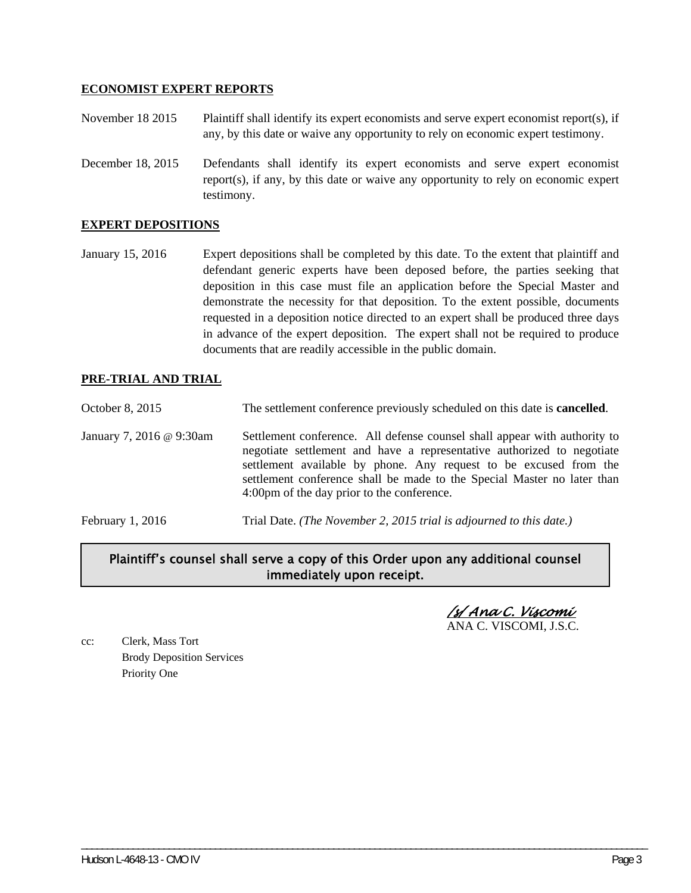**ECONOMIST EXPERT REPORTS**

| | |
|---|---|
| November 18 2015 | Plaintiff shall identify its expert economists and serve expert economist report(s), if any, by this date or waive any opportunity to rely on economic expert testimony. |
| December 18, 2015 | Defendants shall identify its expert economists and serve expert economist report(s), if any, by this date or waive any opportunity to rely on economic expert testimony. |

**EXPERT DEPOSITIONS**

| | |
|---|---|
| January 15, 2016 | Expert depositions shall be completed by this date. To the extent that plaintiff and defendant generic experts have been deposed before, the parties seeking that deposition in this case must file an application before the Special Master and demonstrate the necessity for that deposition. To the extent possible, documents requested in a deposition notice directed to an expert shall be produced three days in advance of the expert deposition. The expert shall not be required to produce documents that are readily accessible in the public domain. |

**PRE-TRIAL AND TRIAL**

| | |
|---|---|
| October 8, 2015 | The settlement conference previously scheduled on this date is **cancelled**. |
| January 7, 2016 @ 9:30am | Settlement conference. All defense counsel shall appear with authority to negotiate settlement and have a representative authorized to negotiate settlement available by phone. Any request to be excused from the settlement conference shall be made to the Special Master no later than 4:00pm of the day prior to the conference. |
| February 1, 2016 | Trial Date. *(The November 2, 2015 trial is adjourned to this date.)* |

**Plaintiff's counsel shall serve a copy of this Order upon any additional counsel immediately upon receipt.**

*/s/ Ana C. Viscomi*
ANA C. VISCOMI, J.S.C.

cc: Clerk, Mass Tort
Brody Deposition Services
Priority One